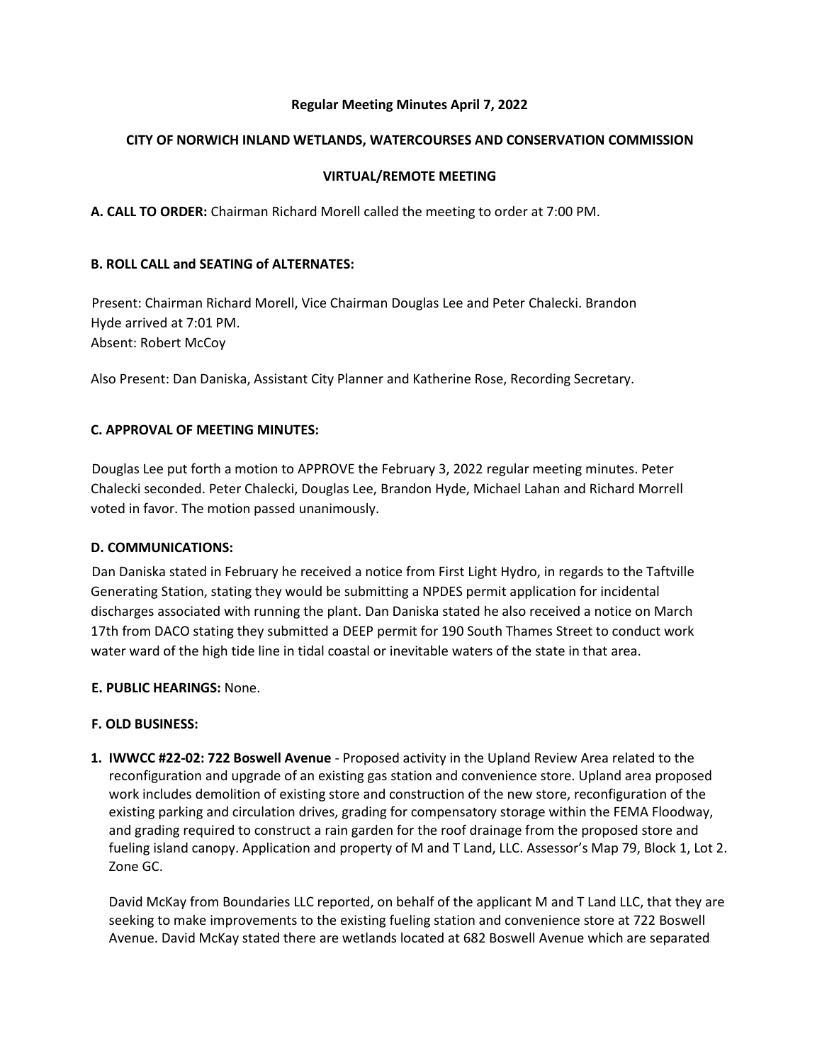**Regular Meeting Minutes April 7, 2022**

**CITY OF NORWICH INLAND WETLANDS, WATERCOURSES AND CONSERVATION COMMISSION**

**VIRTUAL/REMOTE MEETING**

**A. CALL TO ORDER:** Chairman Richard Morell called the meeting to order at 7:00 PM.

**B. ROLL CALL and SEATING of ALTERNATES:**

Present: Chairman Richard Morell, Vice Chairman Douglas Lee and Peter Chalecki. Brandon Hyde arrived at 7:01 PM.
Absent: Robert McCoy

Also Present: Dan Daniska, Assistant City Planner and Katherine Rose, Recording Secretary.

**C. APPROVAL OF MEETING MINUTES:**

Douglas Lee put forth a motion to APPROVE the February 3, 2022 regular meeting minutes. Peter Chalecki seconded. Peter Chalecki, Douglas Lee, Brandon Hyde, Michael Lahan and Richard Morrell voted in favor. The motion passed unanimously.

**D. COMMUNICATIONS:**

Dan Daniska stated in February he received a notice from First Light Hydro, in regards to the Taftville Generating Station, stating they would be submitting a NPDES permit application for incidental discharges associated with running the plant. Dan Daniska stated he also received a notice on March 17th from DACO stating they submitted a DEEP permit for 190 South Thames Street to conduct work water ward of the high tide line in tidal coastal or inevitable waters of the state in that area.

**E. PUBLIC HEARINGS:** None.

**F. OLD BUSINESS:**

1. **IWWCC #22-02: 722 Boswell Avenue** - Proposed activity in the Upland Review Area related to the reconfiguration and upgrade of an existing gas station and convenience store. Upland area proposed work includes demolition of existing store and construction of the new store, reconfiguration of the existing parking and circulation drives, grading for compensatory storage within the FEMA Floodway, and grading required to construct a rain garden for the roof drainage from the proposed store and fueling island canopy. Application and property of M and T Land, LLC. Assessor's Map 79, Block 1, Lot 2. Zone GC.

   David McKay from Boundaries LLC reported, on behalf of the applicant M and T Land LLC, that they are seeking to make improvements to the existing fueling station and convenience store at 722 Boswell Avenue. David McKay stated there are wetlands located at 682 Boswell Avenue which are separated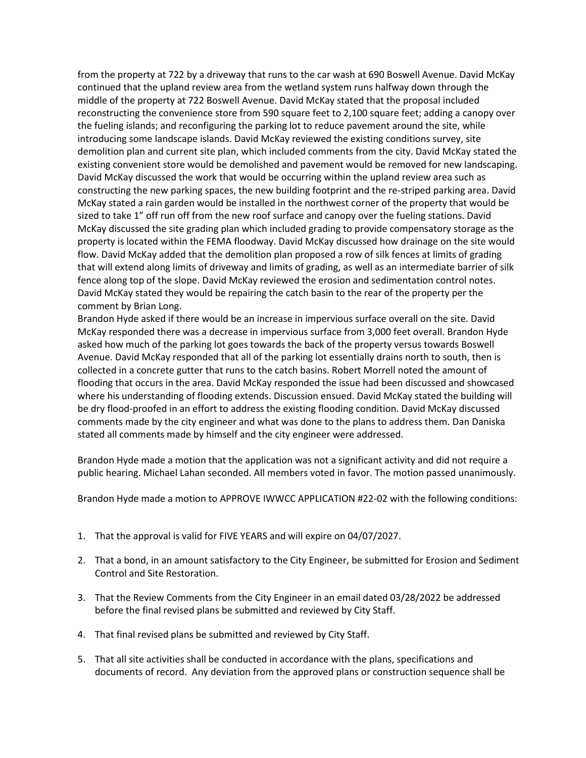from the property at 722 by a driveway that runs to the car wash at 690 Boswell Avenue. David McKay continued that the upland review area from the wetland system runs halfway down through the middle of the property at 722 Boswell Avenue. David McKay stated that the proposal included reconstructing the convenience store from 590 square feet to 2,100 square feet; adding a canopy over the fueling islands; and reconfiguring the parking lot to reduce pavement around the site, while introducing some landscape islands. David McKay reviewed the existing conditions survey, site demolition plan and current site plan, which included comments from the city. David McKay stated the existing convenient store would be demolished and pavement would be removed for new landscaping. David McKay discussed the work that would be occurring within the upland review area such as constructing the new parking spaces, the new building footprint and the re-striped parking area. David McKay stated a rain garden would be installed in the northwest corner of the property that would be sized to take 1" off run off from the new roof surface and canopy over the fueling stations. David McKay discussed the site grading plan which included grading to provide compensatory storage as the property is located within the FEMA floodway. David McKay discussed how drainage on the site would flow. David McKay added that the demolition plan proposed a row of silk fences at limits of grading that will extend along limits of driveway and limits of grading, as well as an intermediate barrier of silk fence along top of the slope. David McKay reviewed the erosion and sedimentation control notes. David McKay stated they would be repairing the catch basin to the rear of the property per the comment by Brian Long.

Brandon Hyde asked if there would be an increase in impervious surface overall on the site. David McKay responded there was a decrease in impervious surface from 3,000 feet overall. Brandon Hyde asked how much of the parking lot goes towards the back of the property versus towards Boswell Avenue. David McKay responded that all of the parking lot essentially drains north to south, then is collected in a concrete gutter that runs to the catch basins. Robert Morrell noted the amount of flooding that occurs in the area. David McKay responded the issue had been discussed and showcased where his understanding of flooding extends. Discussion ensued. David McKay stated the building will be dry flood-proofed in an effort to address the existing flooding condition. David McKay discussed comments made by the city engineer and what was done to the plans to address them. Dan Daniska stated all comments made by himself and the city engineer were addressed.

Brandon Hyde made a motion that the application was not a significant activity and did not require a public hearing. Michael Lahan seconded. All members voted in favor. The motion passed unanimously.

Brandon Hyde made a motion to APPROVE IWWCC APPLICATION #22-02 with the following conditions:

1. That the approval is valid for FIVE YEARS and will expire on 04/07/2027.

2. That a bond, in an amount satisfactory to the City Engineer, be submitted for Erosion and Sediment Control and Site Restoration.

3. That the Review Comments from the City Engineer in an email dated 03/28/2022 be addressed before the final revised plans be submitted and reviewed by City Staff.

4. That final revised plans be submitted and reviewed by City Staff.

5. That all site activities shall be conducted in accordance with the plans, specifications and documents of record. Any deviation from the approved plans or construction sequence shall be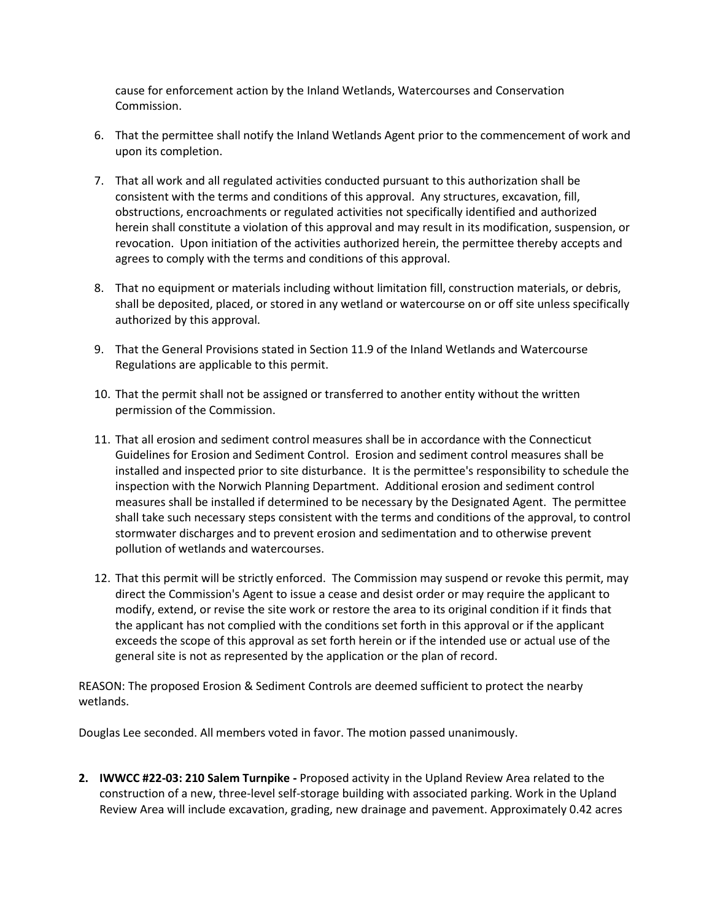cause for enforcement action by the Inland Wetlands, Watercourses and Conservation Commission.

6. That the permittee shall notify the Inland Wetlands Agent prior to the commencement of work and upon its completion.

7. That all work and all regulated activities conducted pursuant to this authorization shall be consistent with the terms and conditions of this approval. Any structures, excavation, fill, obstructions, encroachments or regulated activities not specifically identified and authorized herein shall constitute a violation of this approval and may result in its modification, suspension, or revocation. Upon initiation of the activities authorized herein, the permittee thereby accepts and agrees to comply with the terms and conditions of this approval.

8. That no equipment or materials including without limitation fill, construction materials, or debris, shall be deposited, placed, or stored in any wetland or watercourse on or off site unless specifically authorized by this approval.

9. That the General Provisions stated in Section 11.9 of the Inland Wetlands and Watercourse Regulations are applicable to this permit.

10. That the permit shall not be assigned or transferred to another entity without the written permission of the Commission.

11. That all erosion and sediment control measures shall be in accordance with the Connecticut Guidelines for Erosion and Sediment Control. Erosion and sediment control measures shall be installed and inspected prior to site disturbance. It is the permittee's responsibility to schedule the inspection with the Norwich Planning Department. Additional erosion and sediment control measures shall be installed if determined to be necessary by the Designated Agent. The permittee shall take such necessary steps consistent with the terms and conditions of the approval, to control stormwater discharges and to prevent erosion and sedimentation and to otherwise prevent pollution of wetlands and watercourses.

12. That this permit will be strictly enforced. The Commission may suspend or revoke this permit, may direct the Commission's Agent to issue a cease and desist order or may require the applicant to modify, extend, or revise the site work or restore the area to its original condition if it finds that the applicant has not complied with the conditions set forth in this approval or if the applicant exceeds the scope of this approval as set forth herein or if the intended use or actual use of the general site is not as represented by the application or the plan of record.

REASON: The proposed Erosion & Sediment Controls are deemed sufficient to protect the nearby wetlands.

Douglas Lee seconded. All members voted in favor. The motion passed unanimously.

2. **IWWCC #22-03: 210 Salem Turnpike -** Proposed activity in the Upland Review Area related to the construction of a new, three-level self-storage building with associated parking. Work in the Upland Review Area will include excavation, grading, new drainage and pavement. Approximately 0.42 acres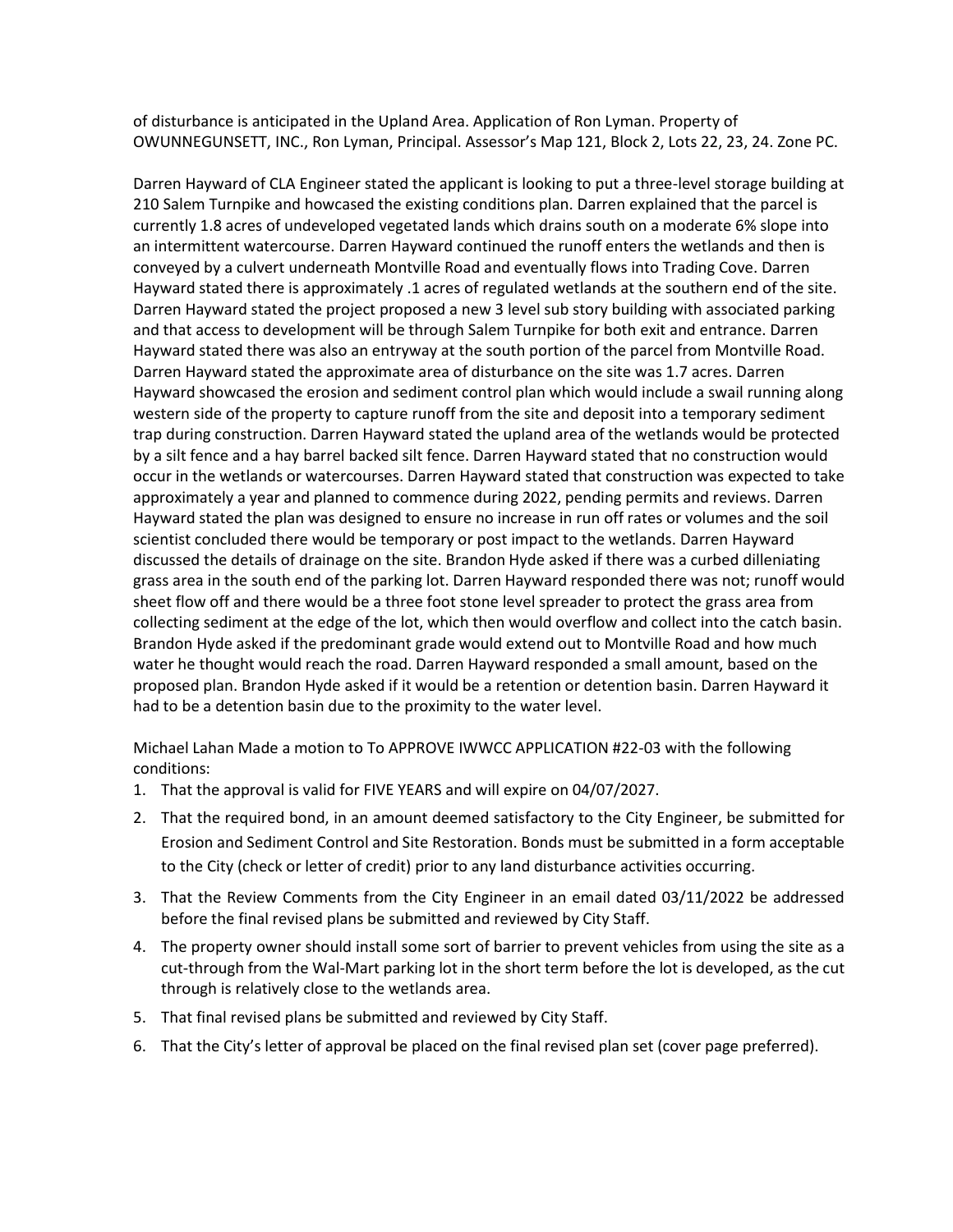of disturbance is anticipated in the Upland Area. Application of Ron Lyman. Property of OWUNNEGUNSETT, INC., Ron Lyman, Principal. Assessor's Map 121, Block 2, Lots 22, 23, 24. Zone PC.

Darren Hayward of CLA Engineer stated the applicant is looking to put a three-level storage building at 210 Salem Turnpike and howcased the existing conditions plan. Darren explained that the parcel is currently 1.8 acres of undeveloped vegetated lands which drains south on a moderate 6% slope into an intermittent watercourse. Darren Hayward continued the runoff enters the wetlands and then is conveyed by a culvert underneath Montville Road and eventually flows into Trading Cove. Darren Hayward stated there is approximately .1 acres of regulated wetlands at the southern end of the site. Darren Hayward stated the project proposed a new 3 level sub story building with associated parking and that access to development will be through Salem Turnpike for both exit and entrance. Darren Hayward stated there was also an entryway at the south portion of the parcel from Montville Road. Darren Hayward stated the approximate area of disturbance on the site was 1.7 acres. Darren Hayward showcased the erosion and sediment control plan which would include a swail running along western side of the property to capture runoff from the site and deposit into a temporary sediment trap during construction. Darren Hayward stated the upland area of the wetlands would be protected by a silt fence and a hay barrel backed silt fence. Darren Hayward stated that no construction would occur in the wetlands or watercourses. Darren Hayward stated that construction was expected to take approximately a year and planned to commence during 2022, pending permits and reviews. Darren Hayward stated the plan was designed to ensure no increase in run off rates or volumes and the soil scientist concluded there would be temporary or post impact to the wetlands. Darren Hayward discussed the details of drainage on the site. Brandon Hyde asked if there was a curbed dilleniating grass area in the south end of the parking lot. Darren Hayward responded there was not; runoff would sheet flow off and there would be a three foot stone level spreader to protect the grass area from collecting sediment at the edge of the lot, which then would overflow and collect into the catch basin. Brandon Hyde asked if the predominant grade would extend out to Montville Road and how much water he thought would reach the road. Darren Hayward responded a small amount, based on the proposed plan. Brandon Hyde asked if it would be a retention or detention basin. Darren Hayward it had to be a detention basin due to the proximity to the water level.

Michael Lahan Made a motion to To APPROVE IWWCC APPLICATION #22-03 with the following conditions:

1. That the approval is valid for FIVE YEARS and will expire on 04/07/2027.
2. That the required bond, in an amount deemed satisfactory to the City Engineer, be submitted for Erosion and Sediment Control and Site Restoration. Bonds must be submitted in a form acceptable to the City (check or letter of credit) prior to any land disturbance activities occurring.
3. That the Review Comments from the City Engineer in an email dated 03/11/2022 be addressed before the final revised plans be submitted and reviewed by City Staff.
4. The property owner should install some sort of barrier to prevent vehicles from using the site as a cut-through from the Wal-Mart parking lot in the short term before the lot is developed, as the cut through is relatively close to the wetlands area.
5. That final revised plans be submitted and reviewed by City Staff.
6. That the City's letter of approval be placed on the final revised plan set (cover page preferred).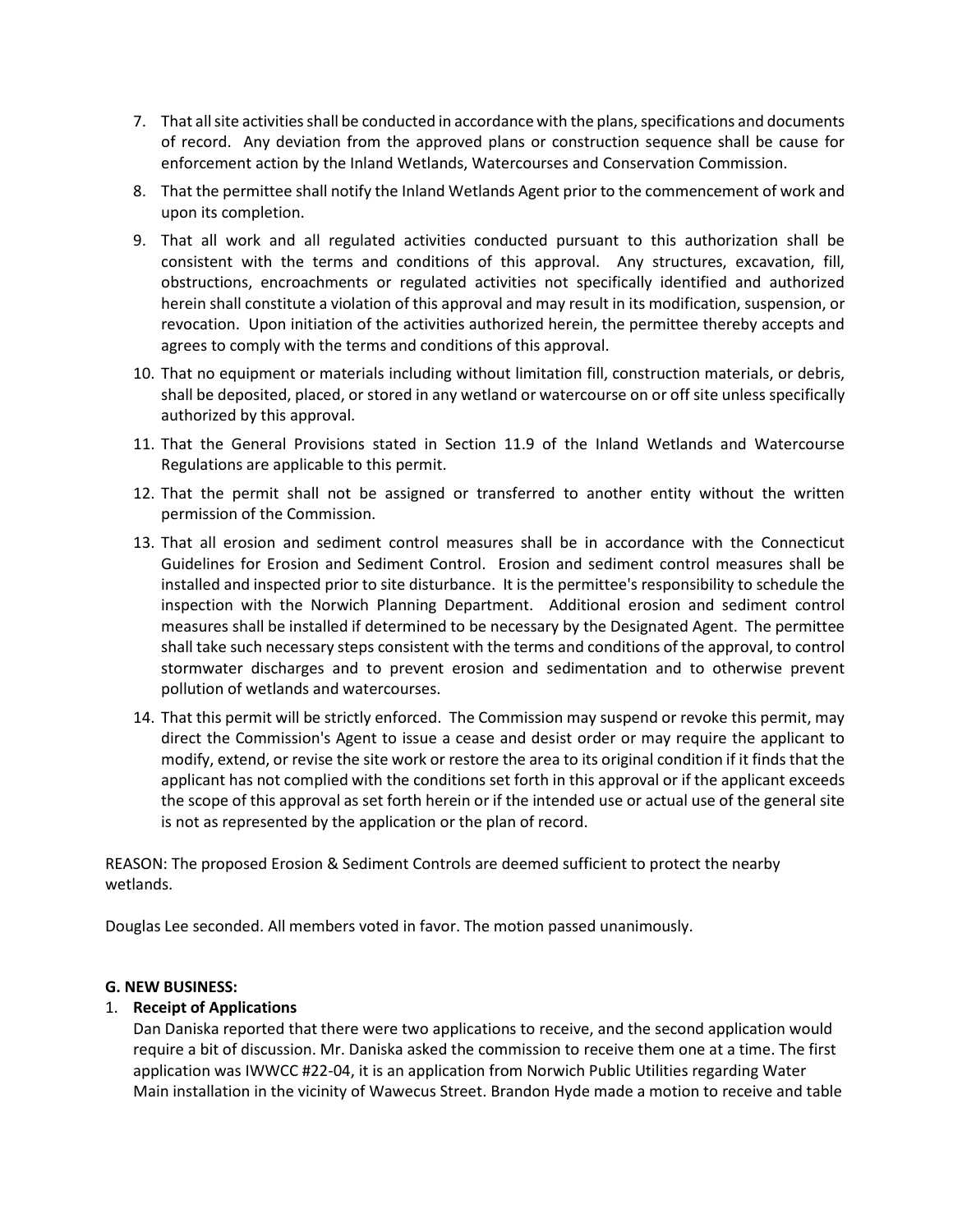7. That all site activities shall be conducted in accordance with the plans, specifications and documents of record. Any deviation from the approved plans or construction sequence shall be cause for enforcement action by the Inland Wetlands, Watercourses and Conservation Commission.
8. That the permittee shall notify the Inland Wetlands Agent prior to the commencement of work and upon its completion.
9. That all work and all regulated activities conducted pursuant to this authorization shall be consistent with the terms and conditions of this approval. Any structures, excavation, fill, obstructions, encroachments or regulated activities not specifically identified and authorized herein shall constitute a violation of this approval and may result in its modification, suspension, or revocation. Upon initiation of the activities authorized herein, the permittee thereby accepts and agrees to comply with the terms and conditions of this approval.
10. That no equipment or materials including without limitation fill, construction materials, or debris, shall be deposited, placed, or stored in any wetland or watercourse on or off site unless specifically authorized by this approval.
11. That the General Provisions stated in Section 11.9 of the Inland Wetlands and Watercourse Regulations are applicable to this permit.
12. That the permit shall not be assigned or transferred to another entity without the written permission of the Commission.
13. That all erosion and sediment control measures shall be in accordance with the Connecticut Guidelines for Erosion and Sediment Control. Erosion and sediment control measures shall be installed and inspected prior to site disturbance. It is the permittee's responsibility to schedule the inspection with the Norwich Planning Department. Additional erosion and sediment control measures shall be installed if determined to be necessary by the Designated Agent. The permittee shall take such necessary steps consistent with the terms and conditions of the approval, to control stormwater discharges and to prevent erosion and sedimentation and to otherwise prevent pollution of wetlands and watercourses.
14. That this permit will be strictly enforced. The Commission may suspend or revoke this permit, may direct the Commission's Agent to issue a cease and desist order or may require the applicant to modify, extend, or revise the site work or restore the area to its original condition if it finds that the applicant has not complied with the conditions set forth in this approval or if the applicant exceeds the scope of this approval as set forth herein or if the intended use or actual use of the general site is not as represented by the application or the plan of record.

REASON: The proposed Erosion & Sediment Controls are deemed sufficient to protect the nearby wetlands.

Douglas Lee seconded. All members voted in favor. The motion passed unanimously.

**G. NEW BUSINESS:**

1. **Receipt of Applications**
   Dan Daniska reported that there were two applications to receive, and the second application would require a bit of discussion. Mr. Daniska asked the commission to receive them one at a time. The first application was IWWCC #22-04, it is an application from Norwich Public Utilities regarding Water Main installation in the vicinity of Wawecus Street. Brandon Hyde made a motion to receive and table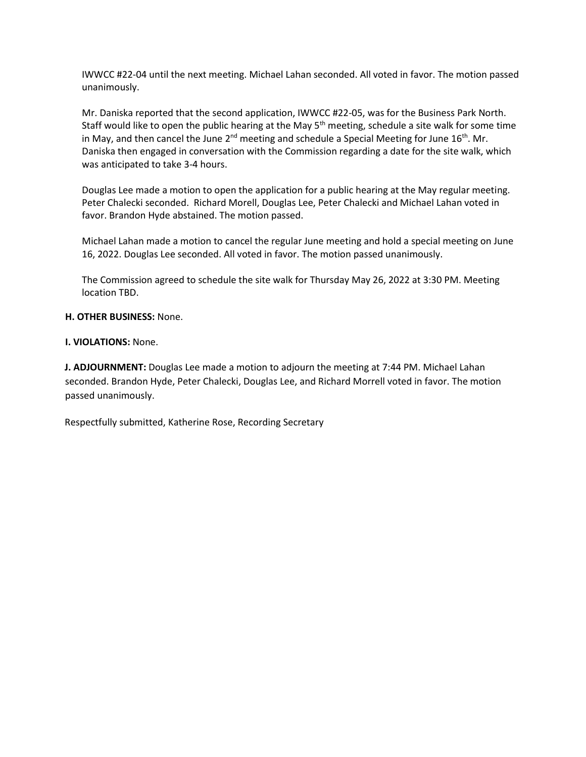IWWCC #22-04 until the next meeting. Michael Lahan seconded. All voted in favor. The motion passed unanimously.

Mr. Daniska reported that the second application, IWWCC #22-05, was for the Business Park North. Staff would like to open the public hearing at the May 5th meeting, schedule a site walk for some time in May, and then cancel the June 2nd meeting and schedule a Special Meeting for June 16th. Mr. Daniska then engaged in conversation with the Commission regarding a date for the site walk, which was anticipated to take 3-4 hours.

Douglas Lee made a motion to open the application for a public hearing at the May regular meeting. Peter Chalecki seconded. Richard Morell, Douglas Lee, Peter Chalecki and Michael Lahan voted in favor. Brandon Hyde abstained. The motion passed.

Michael Lahan made a motion to cancel the regular June meeting and hold a special meeting on June 16, 2022. Douglas Lee seconded. All voted in favor. The motion passed unanimously.

The Commission agreed to schedule the site walk for Thursday May 26, 2022 at 3:30 PM. Meeting location TBD.

**H. OTHER BUSINESS:** None.

**I. VIOLATIONS:** None.

**J. ADJOURNMENT:** Douglas Lee made a motion to adjourn the meeting at 7:44 PM. Michael Lahan seconded. Brandon Hyde, Peter Chalecki, Douglas Lee, and Richard Morrell voted in favor. The motion passed unanimously.

Respectfully submitted, Katherine Rose, Recording Secretary